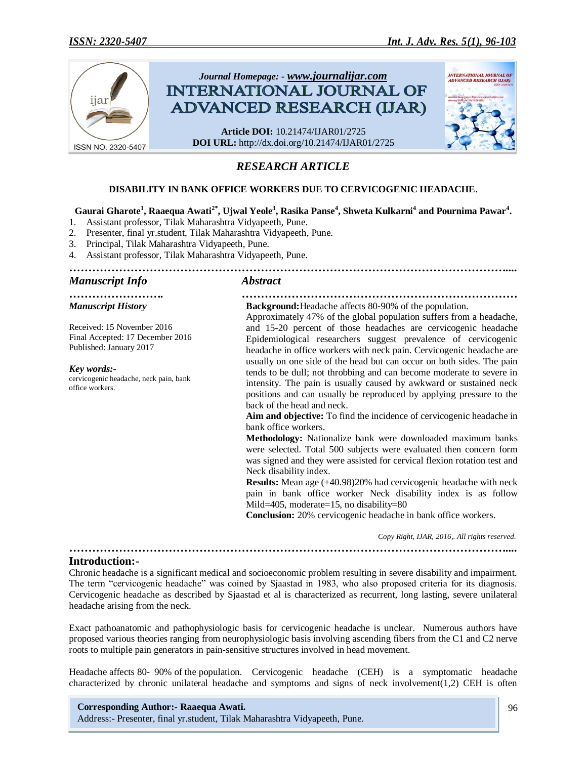## RESEARCH ARTICLE

### DISABILITY IN BANK OFFICE WORKERS DUE TO CERVICOGENIC HEADACHE.

**Gaurai Gharote[1], Raaequa Awati[2*], Ujwal Yeole[3], Rasika Panse[4], Shweta Kulkarni[4] and Pournima Pawar[4].**

1. Assistant professor, Tilak Maharashtra Vidyapeeth, Pune.
2. Presenter, final yr.student, Tilak Maharashtra Vidyapeeth, Pune.
3. Principal, Tilak Maharashtra Vidyapeeth, Pune.
4. Assistant professor, Tilak Maharashtra Vidyapeeth, Pune.

### *Manuscript Info*

***Manuscript History***

Received: 15 November 2016
Final Accepted: 17 December 2016
Published: January 2017

***Key words:-***
cervicogenic headache, neck pain, bank office workers.

### *Abstract*

**Background:** Headache affects 80-90% of the population. Approximately 47% of the global population suffers from a headache, and 15-20 percent of those headaches are cervicogenic headache Epidemiological researchers suggest prevalence of cervicogenic headache in office workers with neck pain. Cervicogenic headache are usually on one side of the head but can occur on both sides. The pain tends to be dull; not throbbing and can become moderate to severe in intensity. The pain is usually caused by awkward or sustained neck positions and can usually be reproduced by applying pressure to the back of the head and neck.

**Aim and objective:** To find the incidence of cervicogenic headache in bank office workers.

**Methodology:** Nationalize bank were downloaded maximum banks were selected. Total 500 subjects were evaluated then concern form was signed and they were assisted for cervical flexion rotation test and Neck disability index.

**Results:** Mean age (±40.98)20% had cervicogenic headache with neck pain in bank office worker Neck disability index is as follow Mild=405, moderate=15, no disability=80

**Conclusion:** 20% cervicogenic headache in bank office workers.

*Copy Right, IJAR, 2016,. All rights reserved.*

## Introduction:-

Chronic headache is a significant medical and socioeconomic problem resulting in severe disability and impairment. The term "cervicogenic headache" was coined by Sjaastad in 1983, who also proposed criteria for its diagnosis. Cervicogenic headache as described by Sjaastad et al is characterized as recurrent, long lasting, severe unilateral headache arising from the neck.

Exact pathoanatomic and pathophysiologic basis for cervicogenic headache is unclear. Numerous authors have proposed various theories ranging from neurophysiologic basis involving ascending fibers from the C1 and C2 nerve roots to multiple pain generators in pain-sensitive structures involved in head movement.

Headache affects 80- 90% of the population. Cervicogenic headache (CEH) is a symptomatic headache characterized by chronic unilateral headache and symptoms and signs of neck involvement(1,2) CEH is often

**Corresponding Author:- Raaequa Awati.**
Address:- Presenter, final yr.student, Tilak Maharashtra Vidyapeeth, Pune.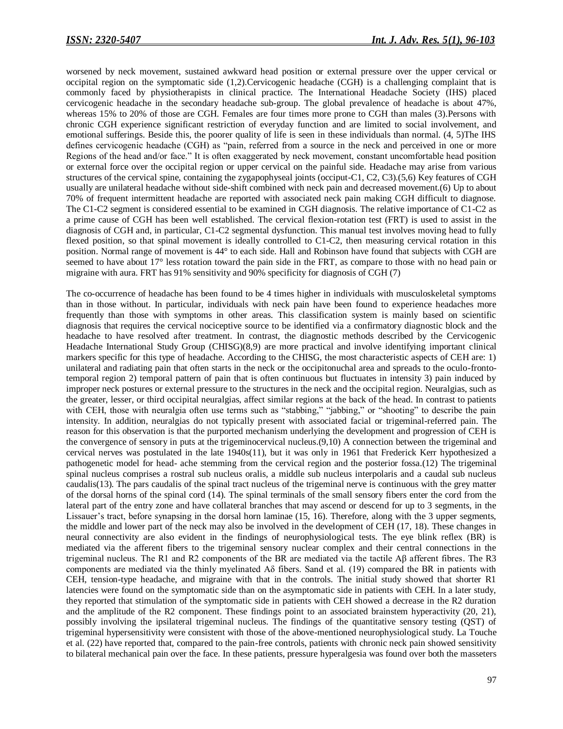worsened by neck movement, sustained awkward head position or external pressure over the upper cervical or occipital region on the symptomatic side (1,2).Cervicogenic headache (CGH) is a challenging complaint that is commonly faced by physiotherapists in clinical practice. The International Headache Society (IHS) placed cervicogenic headache in the secondary headache sub-group. The global prevalence of headache is about 47%, whereas 15% to 20% of those are CGH. Females are four times more prone to CGH than males (3).Persons with chronic CGH experience significant restriction of everyday function and are limited to social involvement, and emotional sufferings. Beside this, the poorer quality of life is seen in these individuals than normal. (4, 5)The IHS defines cervicogenic headache (CGH) as "pain, referred from a source in the neck and perceived in one or more Regions of the head and/or face." It is often exaggerated by neck movement, constant uncomfortable head position or external force over the occipital region or upper cervical on the painful side. Headache may arise from various structures of the cervical spine, containing the zygapophyseal joints (occiput-C1, C2, C3).(5,6) Key features of CGH usually are unilateral headache without side-shift combined with neck pain and decreased movement.(6) Up to about 70% of frequent intermittent headache are reported with associated neck pain making CGH difficult to diagnose. The C1-C2 segment is considered essential to be examined in CGH diagnosis. The relative importance of C1-C2 as a prime cause of CGH has been well established. The cervical flexion-rotation test (FRT) is used to assist in the diagnosis of CGH and, in particular, C1-C2 segmental dysfunction. This manual test involves moving head to fully flexed position, so that spinal movement is ideally controlled to C1-C2, then measuring cervical rotation in this position. Normal range of movement is 44° to each side. Hall and Robinson have found that subjects with CGH are seemed to have about 17° less rotation toward the pain side in the FRT, as compare to those with no head pain or migraine with aura. FRT has 91% sensitivity and 90% specificity for diagnosis of CGH (7)

The co-occurrence of headache has been found to be 4 times higher in individuals with musculoskeletal symptoms than in those without. In particular, individuals with neck pain have been found to experience headaches more frequently than those with symptoms in other areas. This classification system is mainly based on scientific diagnosis that requires the cervical nociceptive source to be identified via a confirmatory diagnostic block and the headache to have resolved after treatment. In contrast, the diagnostic methods described by the Cervicogenic Headache International Study Group (CHISG)(8,9) are more practical and involve identifying important clinical markers specific for this type of headache. According to the CHISG, the most characteristic aspects of CEH are: 1) unilateral and radiating pain that often starts in the neck or the occipitonuchal area and spreads to the oculo-fronto-temporal region 2) temporal pattern of pain that is often continuous but fluctuates in intensity 3) pain induced by improper neck postures or external pressure to the structures in the neck and the occipital region. Neuralgias, such as the greater, lesser, or third occipital neuralgias, affect similar regions at the back of the head. In contrast to patients with CEH, those with neuralgia often use terms such as "stabbing," "jabbing," or "shooting" to describe the pain intensity. In addition, neuralgias do not typically present with associated facial or trigeminal-referred pain. The reason for this observation is that the purported mechanism underlying the development and progression of CEH is the convergence of sensory in puts at the trigeminocervical nucleus.(9,10) A connection between the trigeminal and cervical nerves was postulated in the late 1940s(11), but it was only in 1961 that Frederick Kerr hypothesized a pathogenetic model for head- ache stemming from the cervical region and the posterior fossa.(12) The trigeminal spinal nucleus comprises a rostral sub nucleus oralis, a middle sub nucleus interpolaris and a caudal sub nucleus caudalis(13). The pars caudalis of the spinal tract nucleus of the trigeminal nerve is continuous with the grey matter of the dorsal horns of the spinal cord (14). The spinal terminals of the small sensory fibers enter the cord from the lateral part of the entry zone and have collateral branches that may ascend or descend for up to 3 segments, in the Lissauer's tract, before synapsing in the dorsal horn laminae (15, 16). Therefore, along with the 3 upper segments, the middle and lower part of the neck may also be involved in the development of CEH (17, 18). These changes in neural connectivity are also evident in the findings of neurophysiological tests. The eye blink reflex (BR) is mediated via the afferent fibers to the trigeminal sensory nuclear complex and their central connections in the trigeminal nucleus. The R1 and R2 components of the BR are mediated via the tactile Aβ afferent fibres. The R3 components are mediated via the thinly myelinated Aδ fibers. Sand et al. (19) compared the BR in patients with CEH, tension-type headache, and migraine with that in the controls. The initial study showed that shorter R1 latencies were found on the symptomatic side than on the asymptomatic side in patients with CEH. In a later study, they reported that stimulation of the symptomatic side in patients with CEH showed a decrease in the R2 duration and the amplitude of the R2 component. These findings point to an associated brainstem hyperactivity (20, 21), possibly involving the ipsilateral trigeminal nucleus. The findings of the quantitative sensory testing (QST) of trigeminal hypersensitivity were consistent with those of the above-mentioned neurophysiological study. La Touche et al. (22) have reported that, compared to the pain-free controls, patients with chronic neck pain showed sensitivity to bilateral mechanical pain over the face. In these patients, pressure hyperalgesia was found over both the masseters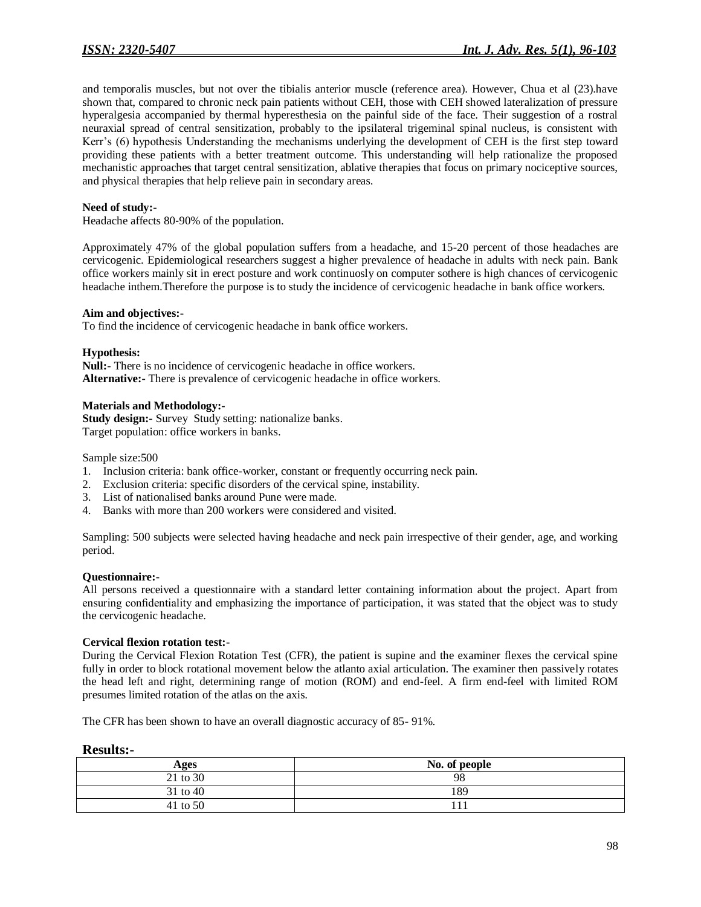and temporalis muscles, but not over the tibialis anterior muscle (reference area). However, Chua et al (23).have shown that, compared to chronic neck pain patients without CEH, those with CEH showed lateralization of pressure hyperalgesia accompanied by thermal hyperesthesia on the painful side of the face. Their suggestion of a rostral neuraxial spread of central sensitization, probably to the ipsilateral trigeminal spinal nucleus, is consistent with Kerr's (6) hypothesis Understanding the mechanisms underlying the development of CEH is the first step toward providing these patients with a better treatment outcome. This understanding will help rationalize the proposed mechanistic approaches that target central sensitization, ablative therapies that focus on primary nociceptive sources, and physical therapies that help relieve pain in secondary areas.

**Need of study:-**
Headache affects 80-90% of the population.

Approximately 47% of the global population suffers from a headache, and 15-20 percent of those headaches are cervicogenic. Epidemiological researchers suggest a higher prevalence of headache in adults with neck pain. Bank office workers mainly sit in erect posture and work continuosly on computer sothere is high chances of cervicogenic headache inthem.Therefore the purpose is to study the incidence of cervicogenic headache in bank office workers.

**Aim and objectives:-**
To find the incidence of cervicogenic headache in bank office workers.

**Hypothesis:**
**Null:-** There is no incidence of cervicogenic headache in office workers.
**Alternative:-** There is prevalence of cervicogenic headache in office workers.

**Materials and Methodology:-**
**Study design:-** Survey Study setting: nationalize banks.
Target population: office workers in banks.

Sample size:500

1. Inclusion criteria: bank office-worker, constant or frequently occurring neck pain.
2. Exclusion criteria: specific disorders of the cervical spine, instability.
3. List of nationalised banks around Pune were made.
4. Banks with more than 200 workers were considered and visited.

Sampling: 500 subjects were selected having headache and neck pain irrespective of their gender, age, and working period.

**Questionnaire:-**
All persons received a questionnaire with a standard letter containing information about the project. Apart from ensuring confidentiality and emphasizing the importance of participation, it was stated that the object was to study the cervicogenic headache.

**Cervical flexion rotation test:-**
During the Cervical Flexion Rotation Test (CFR), the patient is supine and the examiner flexes the cervical spine fully in order to block rotational movement below the atlanto axial articulation. The examiner then passively rotates the head left and right, determining range of motion (ROM) and end-feel. A firm end-feel with limited ROM presumes limited rotation of the atlas on the axis.

The CFR has been shown to have an overall diagnostic accuracy of 85- 91%.

## Results:-

| Ages | No. of people |
|---|---|
| 21 to 30 | 98 |
| 31 to 40 | 189 |
| 41 to 50 | 111 |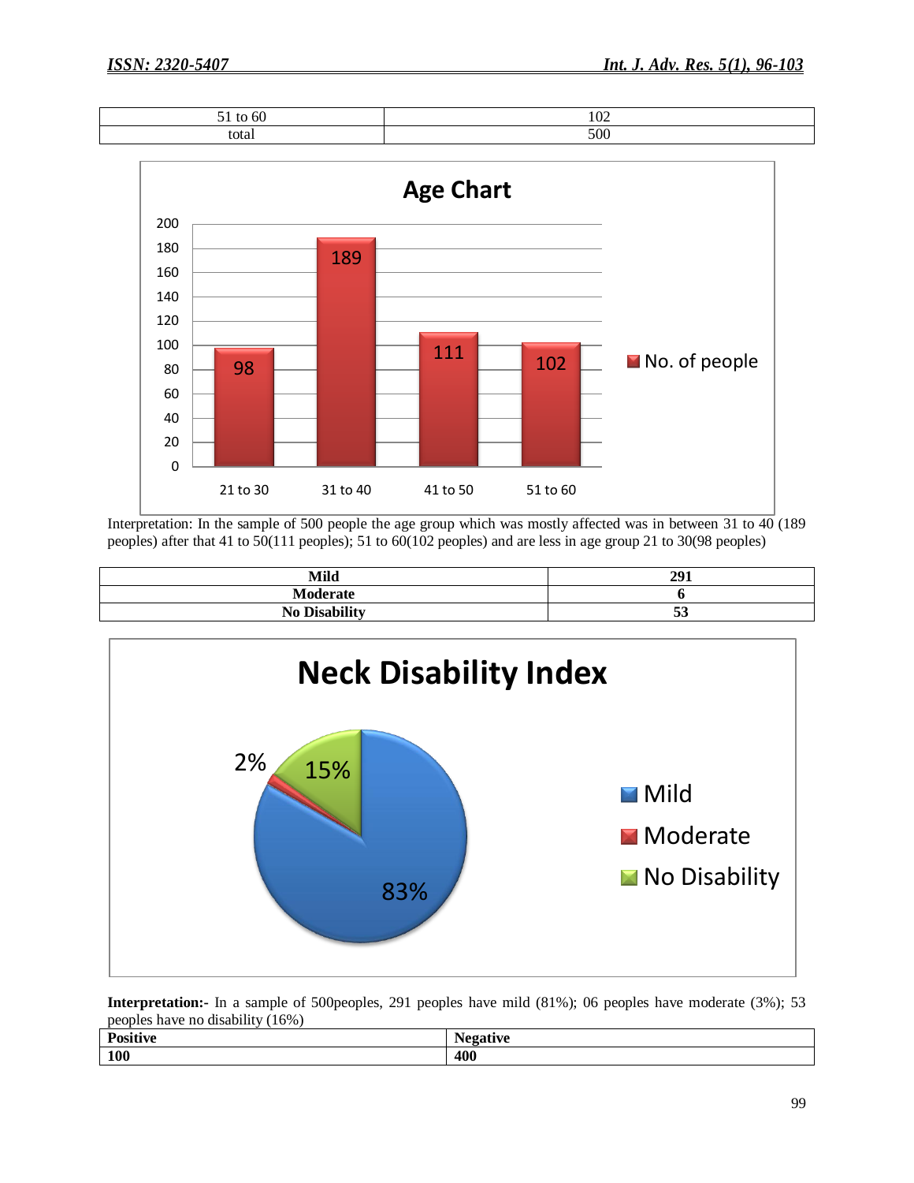| 51 to 60 | 102 |
|---|---|
| total | 500 |

Interpretation: In the sample of 500 people the age group which was mostly affected was in between 31 to 40 (189 peoples) after that 41 to 50(111 peoples); 51 to 60(102 peoples) and are less in age group 21 to 30(98 peoples)

| Mild | 291 |
|---|---|
| Moderate | 6 |
| No Disability | 53 |

**Interpretation:-** In a sample of 500peoples, 291 peoples have mild (81%); 06 peoples have moderate (3%); 53 peoples have no disability (16%)

| Positive | Negative |
|---|---|
| 100 | 400 |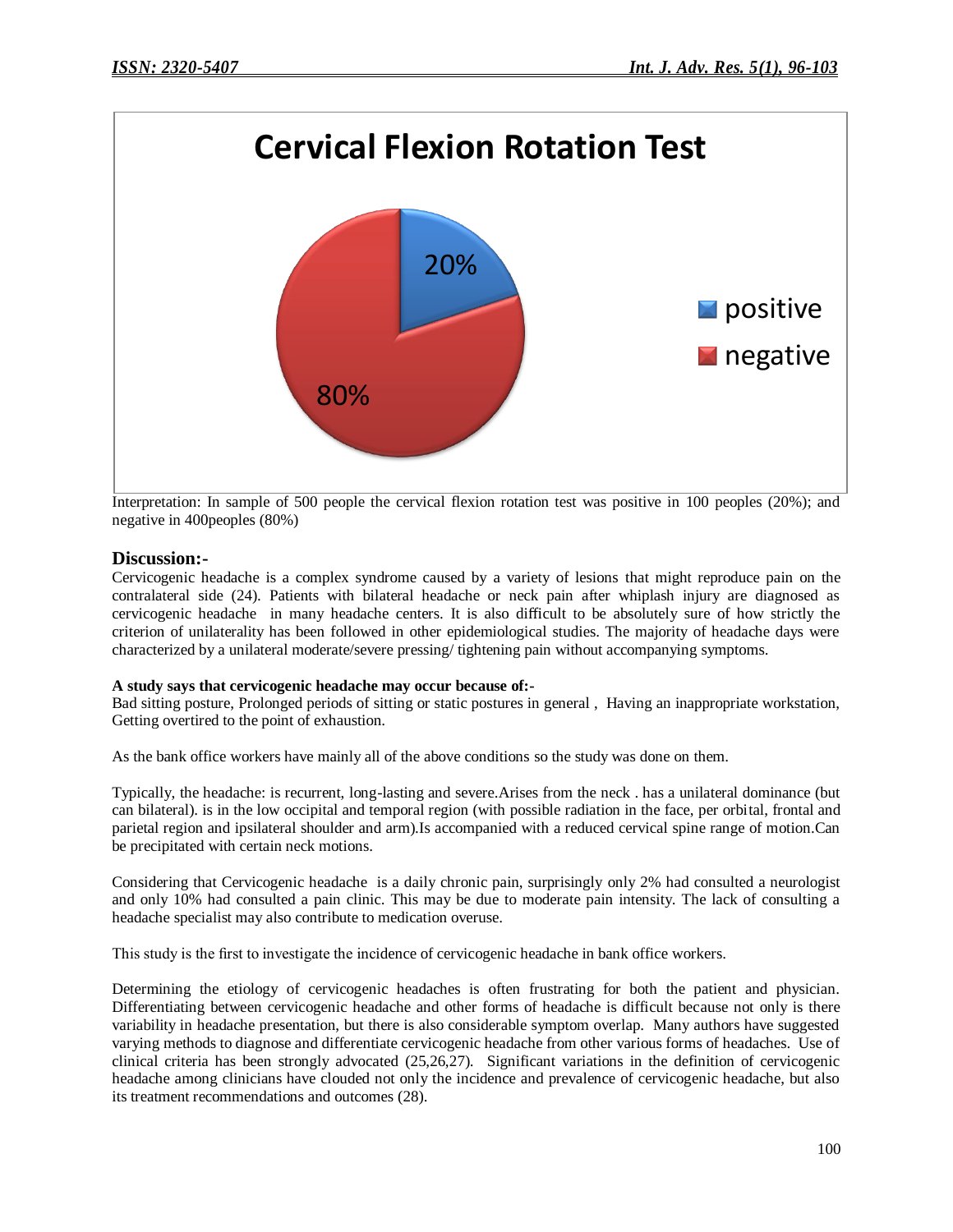Interpretation: In sample of 500 people the cervical flexion rotation test was positive in 100 peoples (20%); and negative in 400peoples (80%)

## Discussion:-

Cervicogenic headache is a complex syndrome caused by a variety of lesions that might reproduce pain on the contralateral side (24). Patients with bilateral headache or neck pain after whiplash injury are diagnosed as cervicogenic headache in many headache centers. It is also difficult to be absolutely sure of how strictly the criterion of unilaterality has been followed in other epidemiological studies. The majority of headache days were characterized by a unilateral moderate/severe pressing/ tightening pain without accompanying symptoms.

**A study says that cervicogenic headache may occur because of:-**

Bad sitting posture, Prolonged periods of sitting or static postures in general , Having an inappropriate workstation, Getting overtired to the point of exhaustion.

As the bank office workers have mainly all of the above conditions so the study was done on them.

Typically, the headache: is recurrent, long-lasting and severe.Arises from the neck . has a unilateral dominance (but can bilateral). is in the low occipital and temporal region (with possible radiation in the face, per orbital, frontal and parietal region and ipsilateral shoulder and arm).Is accompanied with a reduced cervical spine range of motion.Can be precipitated with certain neck motions.

Considering that Cervicogenic headache is a daily chronic pain, surprisingly only 2% had consulted a neurologist and only 10% had consulted a pain clinic. This may be due to moderate pain intensity. The lack of consulting a headache specialist may also contribute to medication overuse.

This study is the first to investigate the incidence of cervicogenic headache in bank office workers.

Determining the etiology of cervicogenic headaches is often frustrating for both the patient and physician. Differentiating between cervicogenic headache and other forms of headache is difficult because not only is there variability in headache presentation, but there is also considerable symptom overlap. Many authors have suggested varying methods to diagnose and differentiate cervicogenic headache from other various forms of headaches. Use of clinical criteria has been strongly advocated (25,26,27). Significant variations in the definition of cervicogenic headache among clinicians have clouded not only the incidence and prevalence of cervicogenic headache, but also its treatment recommendations and outcomes (28).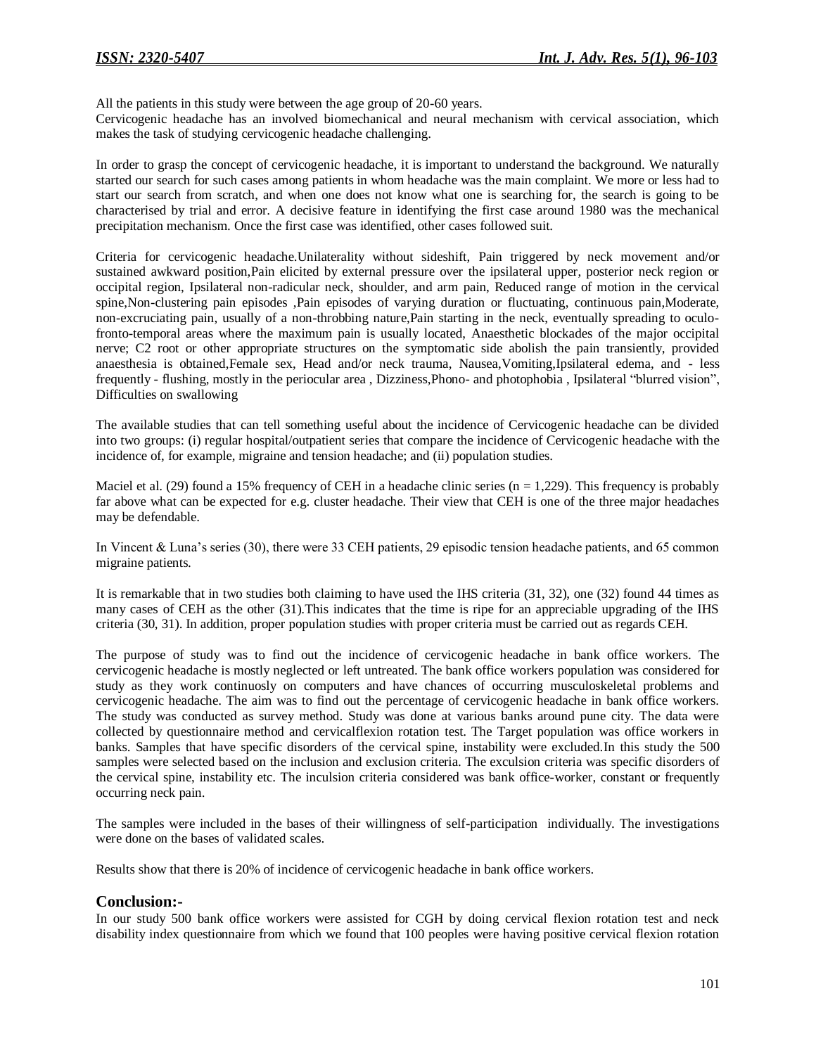All the patients in this study were between the age group of 20-60 years.
Cervicogenic headache has an involved biomechanical and neural mechanism with cervical association, which makes the task of studying cervicogenic headache challenging.

In order to grasp the concept of cervicogenic headache, it is important to understand the background. We naturally started our search for such cases among patients in whom headache was the main complaint. We more or less had to start our search from scratch, and when one does not know what one is searching for, the search is going to be characterised by trial and error. A decisive feature in identifying the first case around 1980 was the mechanical precipitation mechanism. Once the first case was identified, other cases followed suit.

Criteria for cervicogenic headache.Unilaterality without sideshift, Pain triggered by neck movement and/or sustained awkward position,Pain elicited by external pressure over the ipsilateral upper, posterior neck region or occipital region, Ipsilateral non-radicular neck, shoulder, and arm pain, Reduced range of motion in the cervical spine,Non-clustering pain episodes ,Pain episodes of varying duration or fluctuating, continuous pain,Moderate, non-excruciating pain, usually of a non-throbbing nature,Pain starting in the neck, eventually spreading to oculo-fronto-temporal areas where the maximum pain is usually located, Anaesthetic blockades of the major occipital nerve; C2 root or other appropriate structures on the symptomatic side abolish the pain transiently, provided anaesthesia is obtained,Female sex, Head and/or neck trauma, Nausea,Vomiting,Ipsilateral edema, and - less frequently - flushing, mostly in the periocular area , Dizziness,Phono- and photophobia , Ipsilateral "blurred vision", Difficulties on swallowing

The available studies that can tell something useful about the incidence of Cervicogenic headache can be divided into two groups: (i) regular hospital/outpatient series that compare the incidence of Cervicogenic headache with the incidence of, for example, migraine and tension headache; and (ii) population studies.

Maciel et al. (29) found a 15% frequency of CEH in a headache clinic series (n = 1,229). This frequency is probably far above what can be expected for e.g. cluster headache. Their view that CEH is one of the three major headaches may be defendable.

In Vincent & Luna's series (30), there were 33 CEH patients, 29 episodic tension headache patients, and 65 common migraine patients.

It is remarkable that in two studies both claiming to have used the IHS criteria (31, 32), one (32) found 44 times as many cases of CEH as the other (31).This indicates that the time is ripe for an appreciable upgrading of the IHS criteria (30, 31). In addition, proper population studies with proper criteria must be carried out as regards CEH.

The purpose of study was to find out the incidence of cervicogenic headache in bank office workers. The cervicogenic headache is mostly neglected or left untreated. The bank office workers population was considered for study as they work continuosly on computers and have chances of occurring musculoskeletal problems and cervicogenic headache. The aim was to find out the percentage of cervicogenic headache in bank office workers. The study was conducted as survey method. Study was done at various banks around pune city. The data were collected by questionnaire method and cervicalflexion rotation test. The Target population was office workers in banks. Samples that have specific disorders of the cervical spine, instability were excluded.In this study the 500 samples were selected based on the inclusion and exclusion criteria. The exculsion criteria was specific disorders of the cervical spine, instability etc. The inculsion criteria considered was bank office-worker, constant or frequently occurring neck pain.

The samples were included in the bases of their willingness of self-participation individually. The investigations were done on the bases of validated scales.

Results show that there is 20% of incidence of cervicogenic headache in bank office workers.

## Conclusion:-

In our study 500 bank office workers were assisted for CGH by doing cervical flexion rotation test and neck disability index questionnaire from which we found that 100 peoples were having positive cervical flexion rotation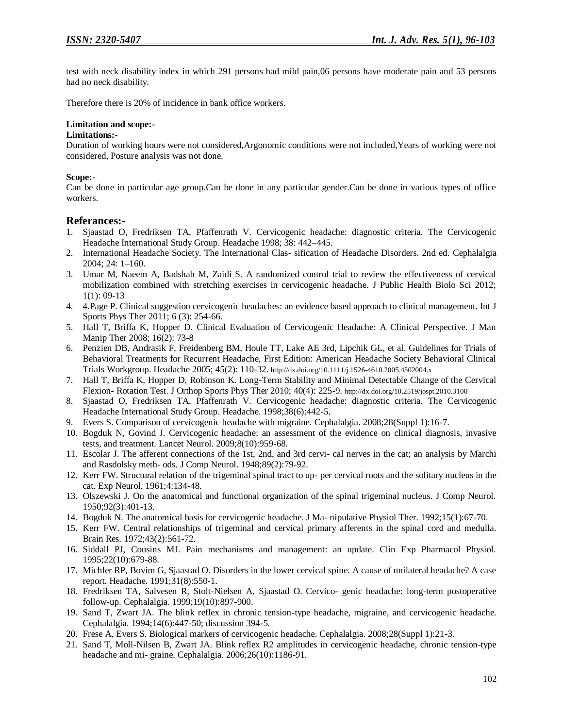test with neck disability index in which 291 persons had mild pain,06 persons have moderate pain and 53 persons had no neck disability.

Therefore there is 20% of incidence in bank office workers.

**Limitation and scope:-**

**Limitations:-**

Duration of working hours were not considered,Argonomic conditions were not included,Years of working were not considered, Posture analysis was not done.

**Scope:-**

Can be done in particular age group.Can be done in any particular gender.Can be done in various types of office workers.

## Referances:-

1. Sjaastad O, Fredriksen TA, Pfaffenrath V. Cervicogenic headache: diagnostic criteria. The Cervicogenic Headache International Study Group. Headache 1998; 38: 442–445.
2. International Headache Society. The International Clas- sification of Headache Disorders. 2nd ed. Cephalalgia 2004; 24: 1–160.
3. Umar M, Naeem A, Badshah M, Zaidi S. A randomized control trial to review the effectiveness of cervical mobilization combined with stretching exercises in cervicogenic headache. J Public Health Biolo Sci 2012; 1(1): 09-13
4. 4.Page P. Clinical suggestion cervicogenic headaches: an evidence based approach to clinical management. Int J Sports Phys Ther 2011; 6 (3): 254-66.
5. Hall T, Briffa K, Hopper D. Clinical Evaluation of Cervicogenic Headache: A Clinical Perspective. J Man Manip Ther 2008; 16(2): 73-8
6. Penzien DB, Andrasik F, Freidenberg BM, Houle TT, Lake AE 3rd, Lipchik GL, et al. Guidelines for Trials of Behavioral Treatments for Recurrent Headache, First Edition: American Headache Society Behavioral Clinical Trials Workgroup. Headache 2005; 45(2): 110-32. http://dx.doi.org/10.1111/j.1526-4610.2005.4502004.x
7. Hall T, Briffa K, Hopper D, Robinson K. Long-Term Stability and Minimal Detectable Change of the Cervical Flexion- Rotation Test. J Orthop Sports Phys Ther 2010; 40(4): 225-9. http://dx.doi.org/10.2519/jospt.2010.3100
8. Sjaastad O, Fredriksen TA, Pfaffenrath V. Cervicogenic headache: diagnostic criteria. The Cervicogenic Headache International Study Group. Headache. 1998;38(6):442-5.
9. Evers S. Comparison of cervicogenic headache with migraine. Cephalalgia. 2008;28(Suppl 1):16-7.
10. Bogduk N, Govind J. Cervicogenic headache: an assessment of the evidence on clinical diagnosis, invasive tests, and treatment. Lancet Neurol. 2009;8(10):959-68.
11. Escolar J. The afferent connections of the 1st, 2nd, and 3rd cervi- cal nerves in the cat; an analysis by Marchi and Rasdolsky meth- ods. J Comp Neurol. 1948;89(2):79-92.
12. Kerr FW. Structural relation of the trigeminal spinal tract to up- per cervical roots and the solitary nucleus in the cat. Exp Neurol. 1961;4:134-48.
13. Olszewski J. On the anatomical and functional organization of the spinal trigeminal nucleus. J Comp Neurol. 1950;92(3):401-13.
14. Bogduk N. The anatomical basis for cervicogenic headache. J Ma- nipulative Physiol Ther. 1992;15(1):67-70.
15. Kerr FW. Central relationships of trigeminal and cervical primary afferents in the spinal cord and medulla. Brain Res. 1972;43(2):561-72.
16. Siddall PJ, Cousins MJ. Pain mechanisms and management: an update. Clin Exp Pharmacol Physiol. 1995;22(10):679-88.
17. Michler RP, Bovim G, Sjaastad O. Disorders in the lower cervical spine. A cause of unilateral headache? A case report. Headache. 1991;31(8):550-1.
18. Fredriksen TA, Salvesen R, Stolt-Nielsen A, Sjaastad O. Cervico- genic headache: long-term postoperative follow-up. Cephalalgia. 1999;19(10):897-900.
19. Sand T, Zwart JA. The blink reflex in chronic tension-type headache, migraine, and cervicogenic headache. Cephalalgia. 1994;14(6):447-50; discussion 394-5.
20. Frese A, Evers S. Biological markers of cervicogenic headache. Cephalalgia. 2008;28(Suppl 1):21-3.
21. Sand T, Moll-Nilsen B, Zwart JA. Blink reflex R2 amplitudes in cervicogenic headache, chronic tension-type headache and mi- graine. Cephalalgia. 2006;26(10):1186-91.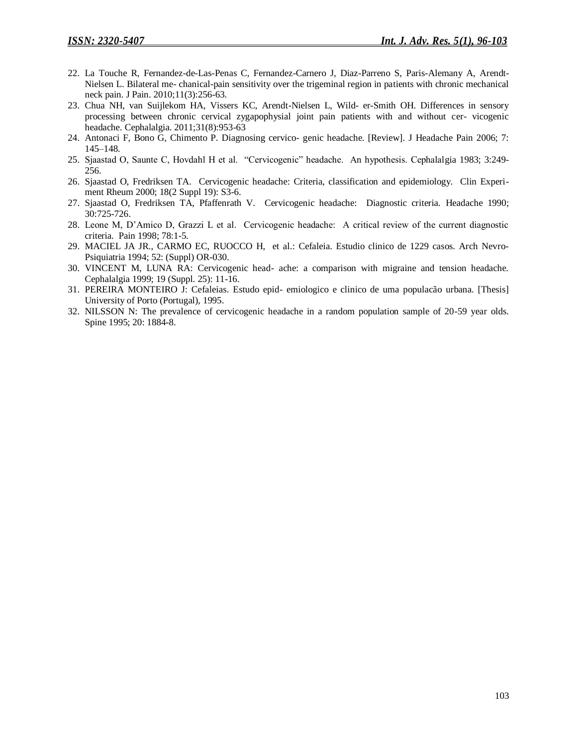22. La Touche R, Fernandez-de-Las-Penas C, Fernandez-Carnero J, Diaz-Parreno S, Paris-Alemany A, Arendt-Nielsen L. Bilateral me- chanical-pain sensitivity over the trigeminal region in patients with chronic mechanical neck pain. J Pain. 2010;11(3):256-63.
23. Chua NH, van Suijlekom HA, Vissers KC, Arendt-Nielsen L, Wild- er-Smith OH. Differences in sensory processing between chronic cervical zygapophysial joint pain patients with and without cer- vicogenic headache. Cephalalgia. 2011;31(8):953-63
24. Antonaci F, Bono G, Chimento P. Diagnosing cervico- genic headache. [Review]. J Headache Pain 2006; 7: 145–148.
25. Sjaastad O, Saunte C, Hovdahl H et al. "Cervicogenic" headache. An hypothesis. Cephalalgia 1983; 3:249-256.
26. Sjaastad O, Fredriksen TA. Cervicogenic headache: Criteria, classification and epidemiology. Clin Experi- ment Rheum 2000; 18(2 Suppl 19): S3-6.
27. Sjaastad O, Fredriksen TA, Pfaffenrath V. Cervicogenic headache: Diagnostic criteria. Headache 1990; 30:725-726.
28. Leone M, D'Amico D, Grazzi L et al. Cervicogenic headache: A critical review of the current diagnostic criteria. Pain 1998; 78:1-5.
29. MACIEL JA JR., CARMO EC, RUOCCO H, et al.: Cefaleia. Estudio clinico de 1229 casos. Arch Nevro-Psiquiatria 1994; 52: (Suppl) OR-030.
30. VINCENT M, LUNA RA: Cervicogenic head- ache: a comparison with migraine and tension headache. Cephalalgia 1999; 19 (Suppl. 25): 11-16.
31. PEREIRA MONTEIRO J: Cefaleias. Estudo epid- emiologico e clinico de uma populacão urbana. [Thesis] University of Porto (Portugal), 1995.
32. NILSSON N: The prevalence of cervicogenic headache in a random population sample of 20-59 year olds. Spine 1995; 20: 1884-8.